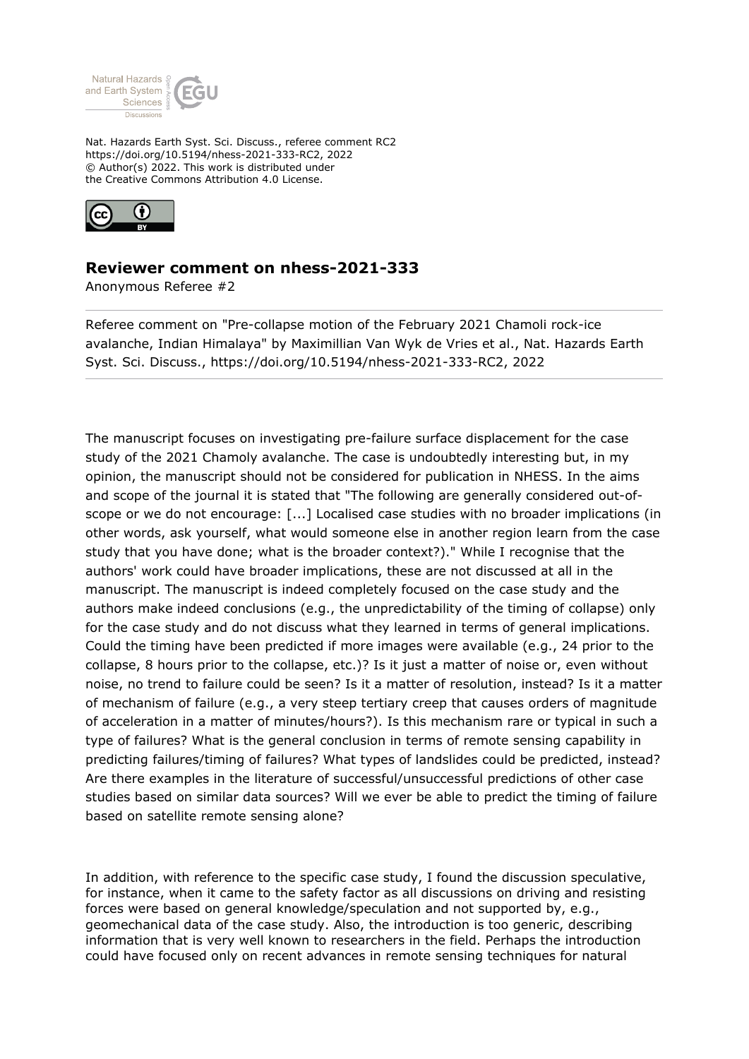Nat. Hazards Earth Syst. Sci. Discuss., referee comment RC2
https://doi.org/10.5194/nhess-2021-333-RC2, 2022
© Author(s) 2022. This work is distributed under
the Creative Commons Attribution 4.0 License.

## Reviewer comment on nhess-2021-333

Anonymous Referee #2

Referee comment on "Pre-collapse motion of the February 2021 Chamoli rock-ice avalanche, Indian Himalaya" by Maximillian Van Wyk de Vries et al., Nat. Hazards Earth Syst. Sci. Discuss., https://doi.org/10.5194/nhess-2021-333-RC2, 2022

The manuscript focuses on investigating pre-failure surface displacement for the case study of the 2021 Chamoly avalanche. The case is undoubtedly interesting but, in my opinion, the manuscript should not be considered for publication in NHESS. In the aims and scope of the journal it is stated that "The following are generally considered out-of-scope or we do not encourage: [...] Localised case studies with no broader implications (in other words, ask yourself, what would someone else in another region learn from the case study that you have done; what is the broader context?)." While I recognise that the authors' work could have broader implications, these are not discussed at all in the manuscript. The manuscript is indeed completely focused on the case study and the authors make indeed conclusions (e.g., the unpredictability of the timing of collapse) only for the case study and do not discuss what they learned in terms of general implications. Could the timing have been predicted if more images were available (e.g., 24 prior to the collapse, 8 hours prior to the collapse, etc.)? Is it just a matter of noise or, even without noise, no trend to failure could be seen? Is it a matter of resolution, instead? Is it a matter of mechanism of failure (e.g., a very steep tertiary creep that causes orders of magnitude of acceleration in a matter of minutes/hours?). Is this mechanism rare or typical in such a type of failures? What is the general conclusion in terms of remote sensing capability in predicting failures/timing of failures? What types of landslides could be predicted, instead? Are there examples in the literature of successful/unsuccessful predictions of other case studies based on similar data sources? Will we ever be able to predict the timing of failure based on satellite remote sensing alone?

In addition, with reference to the specific case study, I found the discussion speculative, for instance, when it came to the safety factor as all discussions on driving and resisting forces were based on general knowledge/speculation and not supported by, e.g., geomechanical data of the case study. Also, the introduction is too generic, describing information that is very well known to researchers in the field. Perhaps the introduction could have focused only on recent advances in remote sensing techniques for natural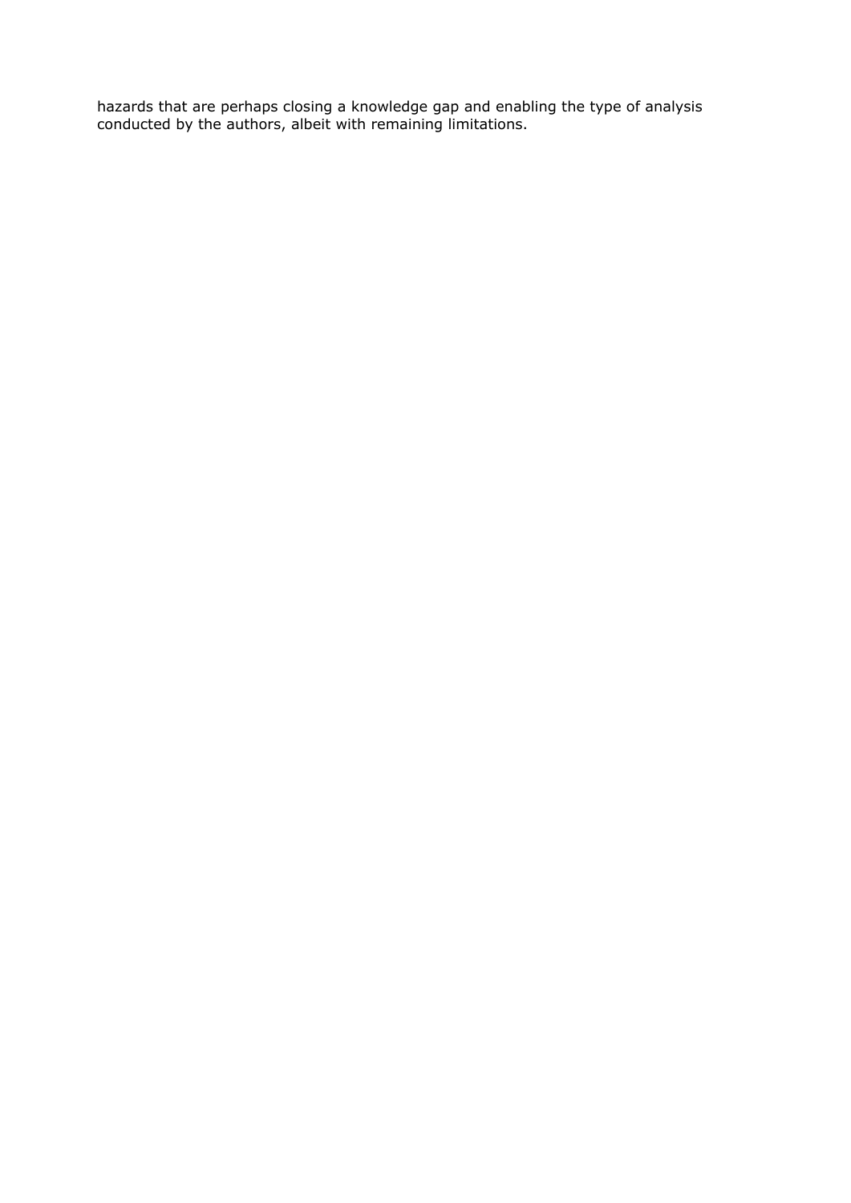hazards that are perhaps closing a knowledge gap and enabling the type of analysis conducted by the authors, albeit with remaining limitations.